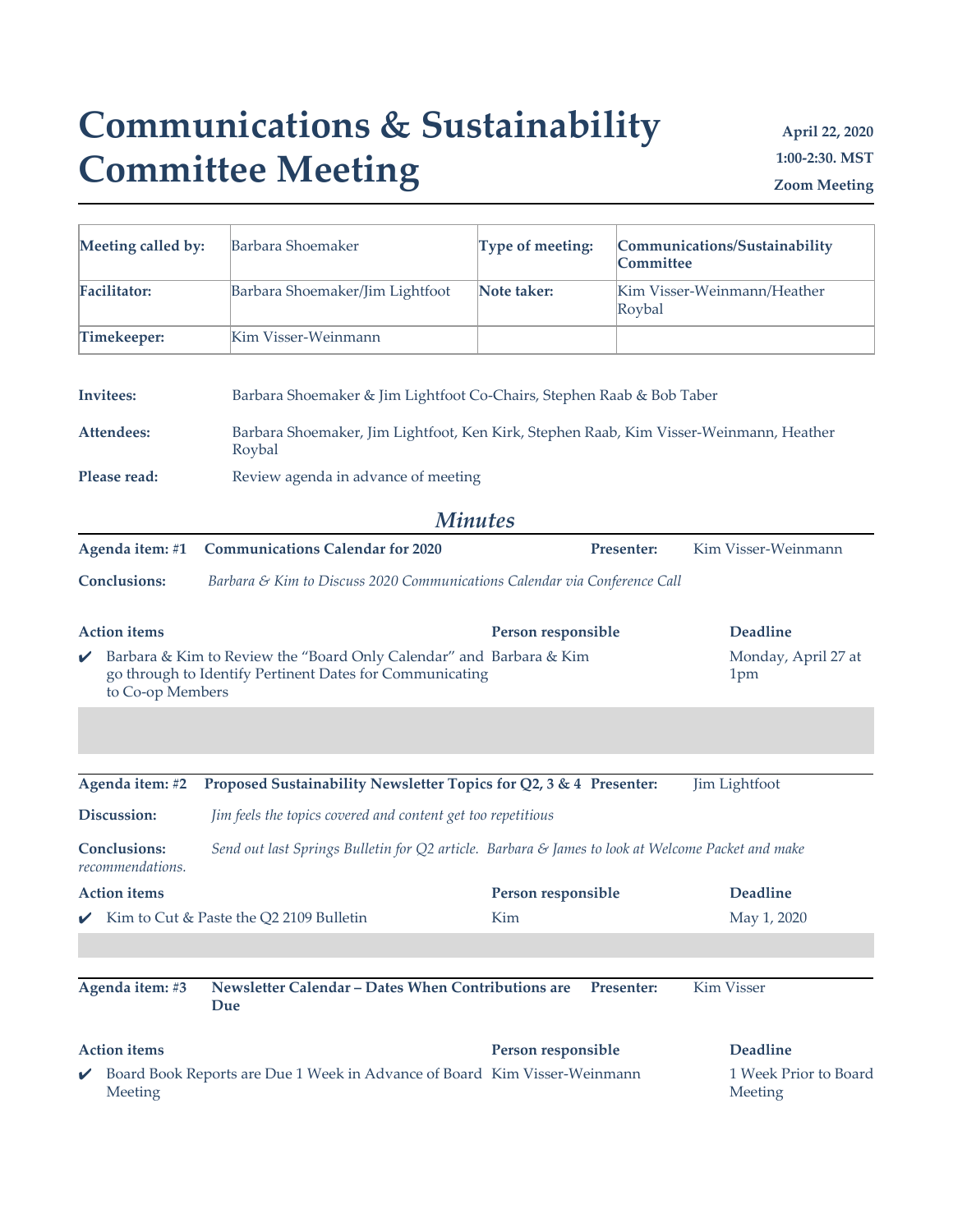# Communications & Sustainability Committee Meeting

**April 22, 2020**
**1:00-2:30. MST**
**Zoom Meeting**

| **Meeting called by:** | Barbara Shoemaker | **Type of meeting:** | **Communications/Sustainability Committee** |
|---|---|---|---|
| **Facilitator:** | Barbara Shoemaker/Jim Lightfoot | **Note taker:** | Kim Visser-Weinmann/Heather Roybal |
| **Timekeeper:** | Kim Visser-Weinmann | | |

**Invitees:** Barbara Shoemaker & Jim Lightfoot Co-Chairs, Stephen Raab & Bob Taber

**Attendees:** Barbara Shoemaker, Jim Lightfoot, Ken Kirk, Stephen Raab, Kim Visser-Weinmann, Heather Roybal

**Please read:** Review agenda in advance of meeting

## *Minutes*

**Agenda item: #1** **Communications Calendar for 2020** **Presenter:** Kim Visser-Weinmann

**Conclusions:** *Barbara & Kim to Discuss 2020 Communications Calendar via Conference Call*

| Action items | Person responsible | Deadline |
|---|---|---|
| ✔ Barbara & Kim to Review the "Board Only Calendar" and go through to Identify Pertinent Dates for Communicating to Co-op Members | Barbara & Kim | Monday, April 27 at 1pm |

**Agenda item: #2** **Proposed Sustainability Newsletter Topics for Q2, 3 & 4** **Presenter:** Jim Lightfoot

**Discussion:** *Jim feels the topics covered and content get too repetitious*

**Conclusions:** *Send out last Springs Bulletin for Q2 article. Barbara & James to look at Welcome Packet and make recommendations.*

| Action items | Person responsible | Deadline |
|---|---|---|
| ✔ Kim to Cut & Paste the Q2 2109 Bulletin | Kim | May 1, 2020 |

**Agenda item: #3** **Newsletter Calendar – Dates When Contributions are Due** **Presenter:** Kim Visser

| Action items | Person responsible | Deadline |
|---|---|---|
| ✔ Board Book Reports are Due 1 Week in Advance of Board Meeting | Kim Visser-Weinmann | 1 Week Prior to Board Meeting |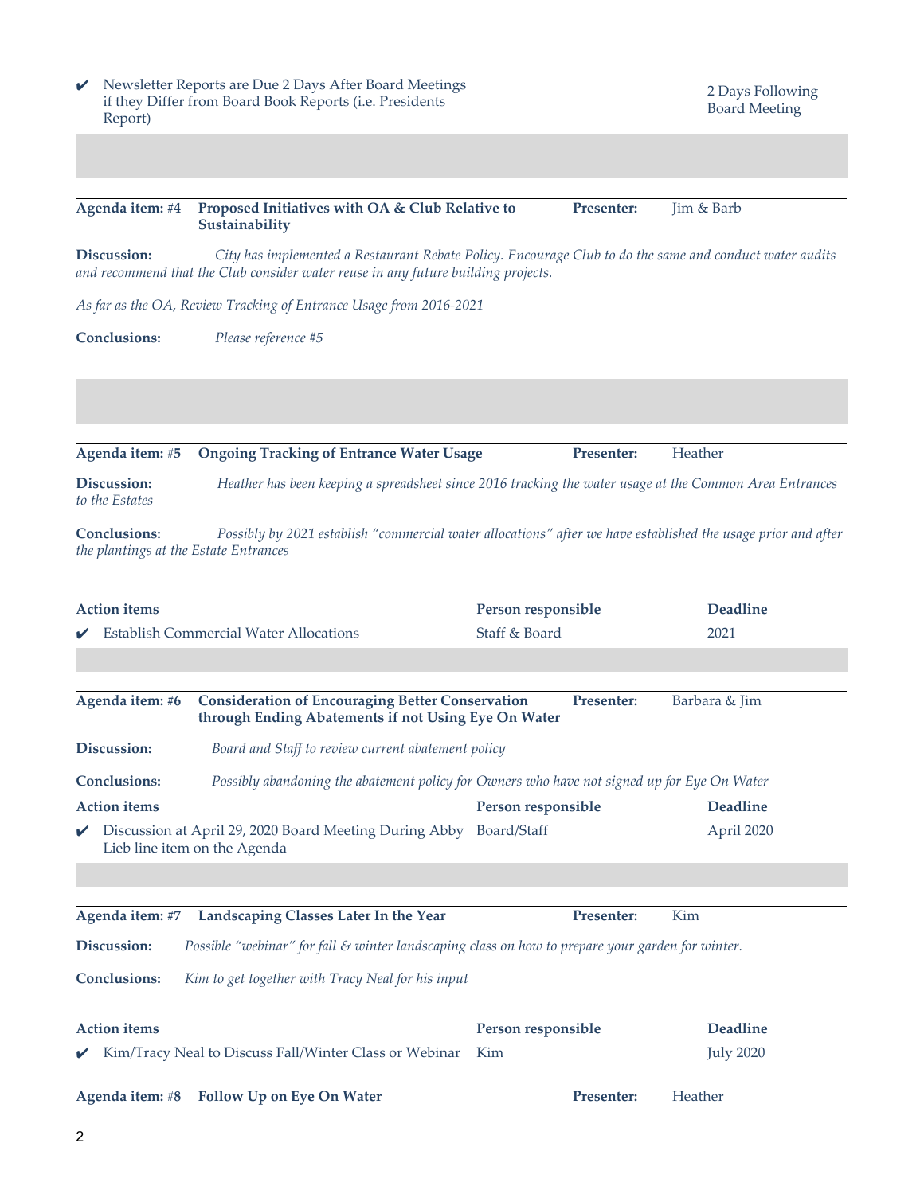| | | |
|---|---|---|
| ✔ Newsletter Reports are Due 2 Days After Board Meetings if they Differ from Board Book Reports (i.e. Presidents Report) | | 2 Days Following Board Meeting |

---

| **Agenda item: #4** | **Proposed Initiatives with OA & Club Relative to Sustainability** | **Presenter:** | Jim & Barb |
|---|---|---|---|

**Discussion:** *City has implemented a Restaurant Rebate Policy. Encourage Club to do the same and conduct water audits and recommend that the Club consider water reuse in any future building projects.*

*As far as the OA, Review Tracking of Entrance Usage from 2016-2021*

**Conclusions:** *Please reference #5*

---

| **Agenda item: #5** | **Ongoing Tracking of Entrance Water Usage** | **Presenter:** | Heather |
|---|---|---|---|

**Discussion:** *Heather has been keeping a spreadsheet since 2016 tracking the water usage at the Common Area Entrances to the Estates*

**Conclusions:** *Possibly by 2021 establish "commercial water allocations" after we have established the usage prior and after the plantings at the Estate Entrances*

| **Action items** | **Person responsible** | **Deadline** |
|---|---|---|
| ✔ Establish Commercial Water Allocations | Staff & Board | 2021 |

---

| **Agenda item: #6** | **Consideration of Encouraging Better Conservation through Ending Abatements if not Using Eye On Water** | **Presenter:** | Barbara & Jim |
|---|---|---|---|

**Discussion:** *Board and Staff to review current abatement policy*

**Conclusions:** *Possibly abandoning the abatement policy for Owners who have not signed up for Eye On Water*

| **Action items** | **Person responsible** | **Deadline** |
|---|---|---|
| ✔ Discussion at April 29, 2020 Board Meeting During Abby Lieb line item on the Agenda | Board/Staff | April 2020 |

---

| **Agenda item: #7** | **Landscaping Classes Later In the Year** | **Presenter:** | Kim |
|---|---|---|---|

**Discussion:** *Possible "webinar" for fall & winter landscaping class on how to prepare your garden for winter.*

**Conclusions:** *Kim to get together with Tracy Neal for his input*

| **Action items** | **Person responsible** | **Deadline** |
|---|---|---|
| ✔ Kim/Tracy Neal to Discuss Fall/Winter Class or Webinar | Kim | July 2020 |

---

| **Agenda item: #8** | **Follow Up on Eye On Water** | **Presenter:** | Heather |
|---|---|---|---|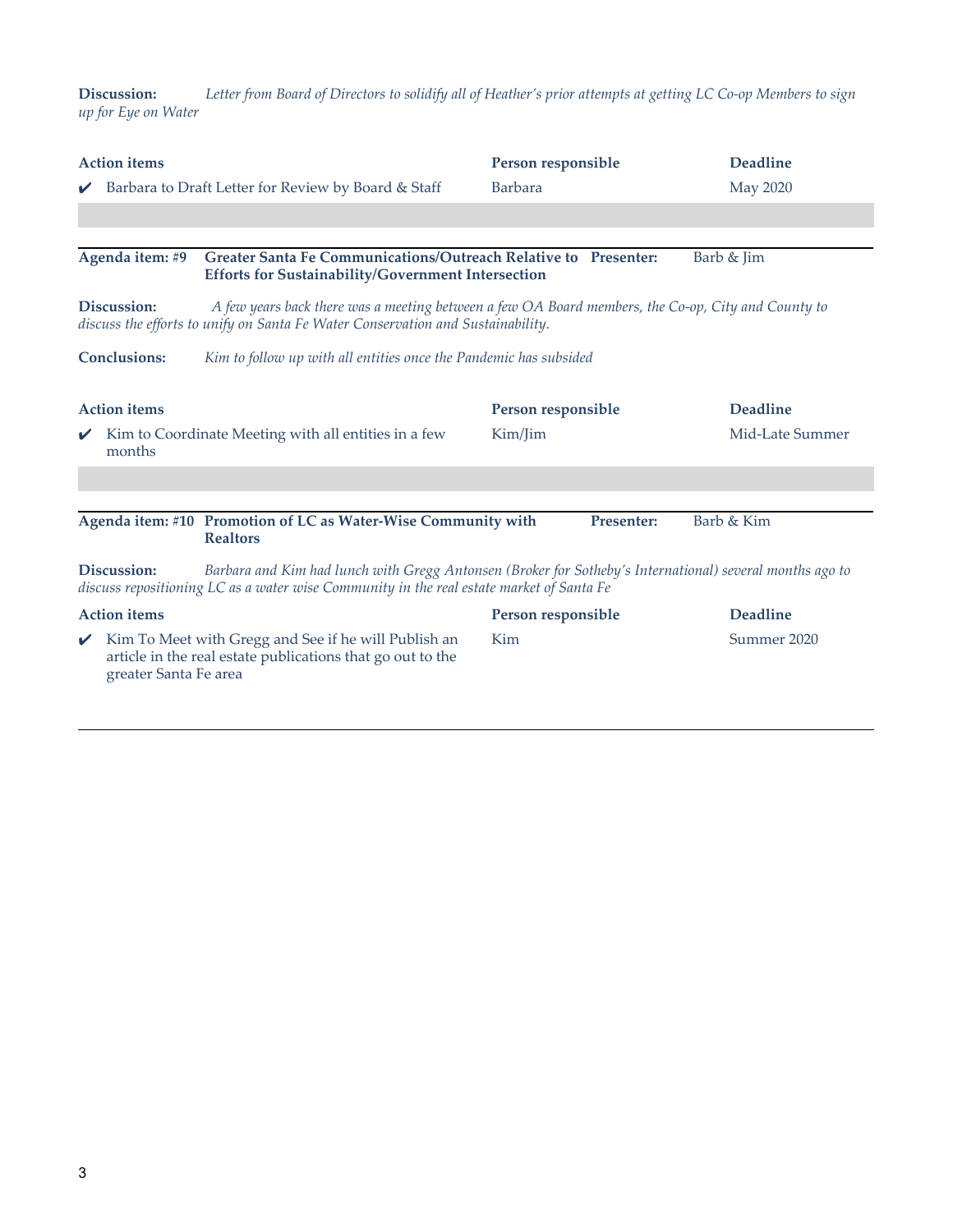**Discussion:** *Letter from Board of Directors to solidify all of Heather's prior attempts at getting LC Co-op Members to sign up for Eye on Water*

| Action items | Person responsible | Deadline |
|---|---|---|
| ✔ Barbara to Draft Letter for Review by Board & Staff | Barbara | May 2020 |

**Agenda item: #9** **Greater Santa Fe Communications/Outreach Relative to Efforts for Sustainability/Government Intersection** **Presenter:** Barb & Jim

**Discussion:** *A few years back there was a meeting between a few OA Board members, the Co-op, City and County to discuss the efforts to unify on Santa Fe Water Conservation and Sustainability.*

**Conclusions:** *Kim to follow up with all entities once the Pandemic has subsided*

| Action items | Person responsible | Deadline |
|---|---|---|
| ✔ Kim to Coordinate Meeting with all entities in a few months | Kim/Jim | Mid-Late Summer |

**Agenda item: #10** **Promotion of LC as Water-Wise Community with Realtors** **Presenter:** Barb & Kim

**Discussion:** *Barbara and Kim had lunch with Gregg Antonsen (Broker for Sotheby's International) several months ago to discuss repositioning LC as a water wise Community in the real estate market of Santa Fe*

| Action items | Person responsible | Deadline |
|---|---|---|
| ✔ Kim To Meet with Gregg and See if he will Publish an article in the real estate publications that go out to the greater Santa Fe area | Kim | Summer 2020 |